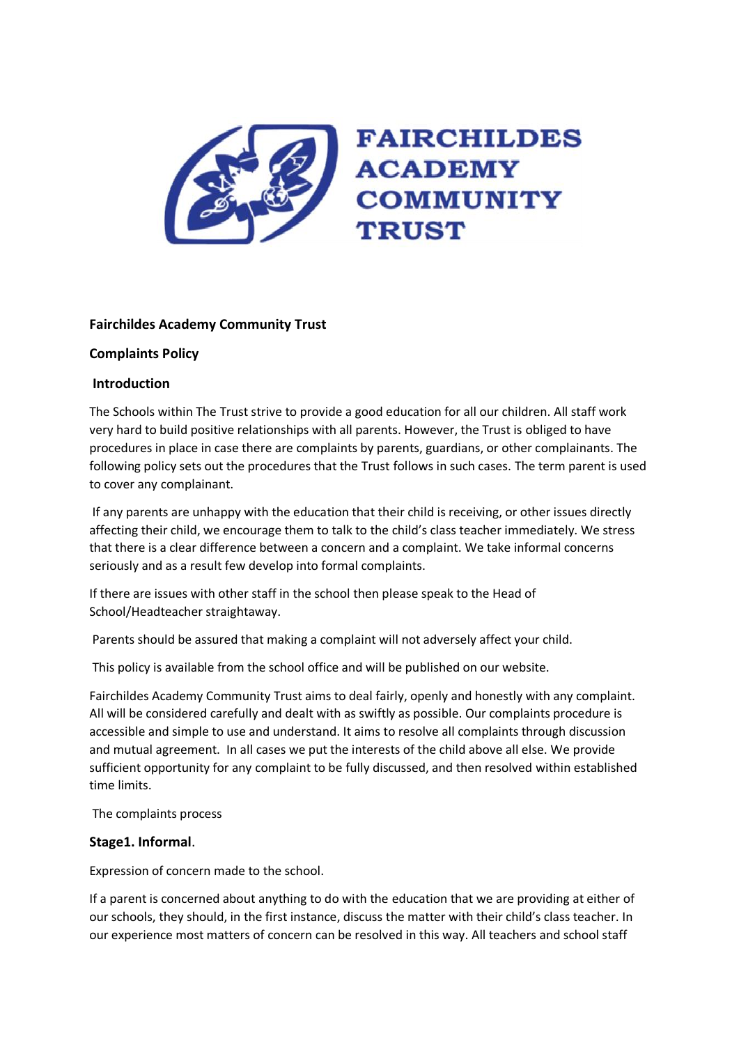**Fairchildes Academy Community Trust**

**Complaints Policy**

**Introduction**

The Schools within The Trust strive to provide a good education for all our children. All staff work very hard to build positive relationships with all parents. However, the Trust is obliged to have procedures in place in case there are complaints by parents, guardians, or other complainants. The following policy sets out the procedures that the Trust follows in such cases. The term parent is used to cover any complainant.

If any parents are unhappy with the education that their child is receiving, or other issues directly affecting their child, we encourage them to talk to the child's class teacher immediately. We stress that there is a clear difference between a concern and a complaint. We take informal concerns seriously and as a result few develop into formal complaints.

If there are issues with other staff in the school then please speak to the Head of School/Headteacher straightaway.

Parents should be assured that making a complaint will not adversely affect your child.

This policy is available from the school office and will be published on our website.

Fairchildes Academy Community Trust aims to deal fairly, openly and honestly with any complaint. All will be considered carefully and dealt with as swiftly as possible. Our complaints procedure is accessible and simple to use and understand. It aims to resolve all complaints through discussion and mutual agreement. In all cases we put the interests of the child above all else. We provide sufficient opportunity for any complaint to be fully discussed, and then resolved within established time limits.

The complaints process

**Stage1. Informal**.

Expression of concern made to the school.

If a parent is concerned about anything to do with the education that we are providing at either of our schools, they should, in the first instance, discuss the matter with their child's class teacher. In our experience most matters of concern can be resolved in this way. All teachers and school staff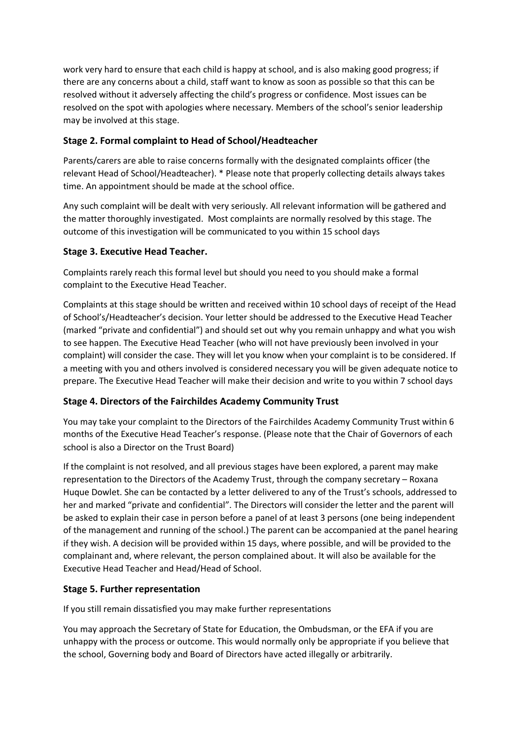work very hard to ensure that each child is happy at school, and is also making good progress; if there are any concerns about a child, staff want to know as soon as possible so that this can be resolved without it adversely affecting the child's progress or confidence. Most issues can be resolved on the spot with apologies where necessary. Members of the school's senior leadership may be involved at this stage.

### Stage 2. Formal complaint to Head of School/Headteacher

Parents/carers are able to raise concerns formally with the designated complaints officer (the relevant Head of School/Headteacher). * Please note that properly collecting details always takes time. An appointment should be made at the school office.

Any such complaint will be dealt with very seriously. All relevant information will be gathered and the matter thoroughly investigated. Most complaints are normally resolved by this stage. The outcome of this investigation will be communicated to you within 15 school days

### Stage 3. Executive Head Teacher.

Complaints rarely reach this formal level but should you need to you should make a formal complaint to the Executive Head Teacher.

Complaints at this stage should be written and received within 10 school days of receipt of the Head of School's/Headteacher's decision. Your letter should be addressed to the Executive Head Teacher (marked "private and confidential") and should set out why you remain unhappy and what you wish to see happen. The Executive Head Teacher (who will not have previously been involved in your complaint) will consider the case. They will let you know when your complaint is to be considered. If a meeting with you and others involved is considered necessary you will be given adequate notice to prepare. The Executive Head Teacher will make their decision and write to you within 7 school days

### Stage 4. Directors of the Fairchildes Academy Community Trust

You may take your complaint to the Directors of the Fairchildes Academy Community Trust within 6 months of the Executive Head Teacher's response. (Please note that the Chair of Governors of each school is also a Director on the Trust Board)

If the complaint is not resolved, and all previous stages have been explored, a parent may make representation to the Directors of the Academy Trust, through the company secretary – Roxana Huque Dowlet. She can be contacted by a letter delivered to any of the Trust's schools, addressed to her and marked "private and confidential". The Directors will consider the letter and the parent will be asked to explain their case in person before a panel of at least 3 persons (one being independent of the management and running of the school.) The parent can be accompanied at the panel hearing if they wish. A decision will be provided within 15 days, where possible, and will be provided to the complainant and, where relevant, the person complained about. It will also be available for the Executive Head Teacher and Head/Head of School.

### Stage 5. Further representation

If you still remain dissatisfied you may make further representations

You may approach the Secretary of State for Education, the Ombudsman, or the EFA if you are unhappy with the process or outcome. This would normally only be appropriate if you believe that the school, Governing body and Board of Directors have acted illegally or arbitrarily.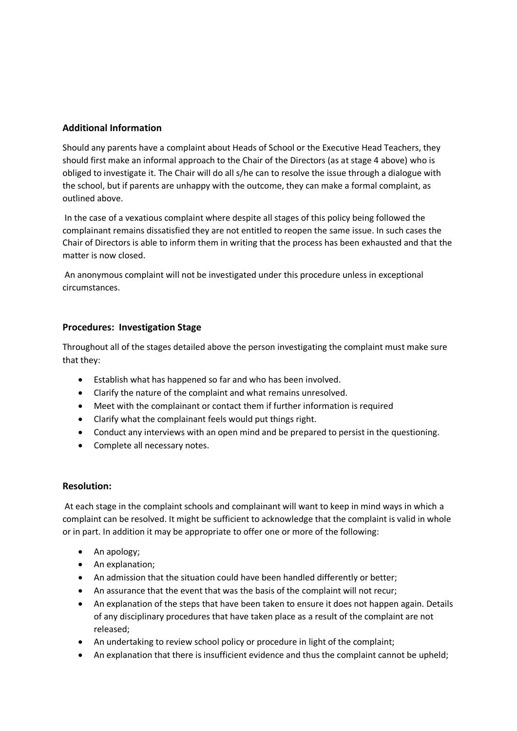### Additional Information

Should any parents have a complaint about Heads of School or the Executive Head Teachers, they should first make an informal approach to the Chair of the Directors (as at stage 4 above) who is obliged to investigate it. The Chair will do all s/he can to resolve the issue through a dialogue with the school, but if parents are unhappy with the outcome, they can make a formal complaint, as outlined above.

In the case of a vexatious complaint where despite all stages of this policy being followed the complainant remains dissatisfied they are not entitled to reopen the same issue. In such cases the Chair of Directors is able to inform them in writing that the process has been exhausted and that the matter is now closed.

An anonymous complaint will not be investigated under this procedure unless in exceptional circumstances.

### Procedures: Investigation Stage

Throughout all of the stages detailed above the person investigating the complaint must make sure that they:

- Establish what has happened so far and who has been involved.
- Clarify the nature of the complaint and what remains unresolved.
- Meet with the complainant or contact them if further information is required
- Clarify what the complainant feels would put things right.
- Conduct any interviews with an open mind and be prepared to persist in the questioning.
- Complete all necessary notes.

### Resolution:

At each stage in the complaint schools and complainant will want to keep in mind ways in which a complaint can be resolved. It might be sufficient to acknowledge that the complaint is valid in whole or in part. In addition it may be appropriate to offer one or more of the following:

- An apology;
- An explanation;
- An admission that the situation could have been handled differently or better;
- An assurance that the event that was the basis of the complaint will not recur;
- An explanation of the steps that have been taken to ensure it does not happen again. Details of any disciplinary procedures that have taken place as a result of the complaint are not released;
- An undertaking to review school policy or procedure in light of the complaint;
- An explanation that there is insufficient evidence and thus the complaint cannot be upheld;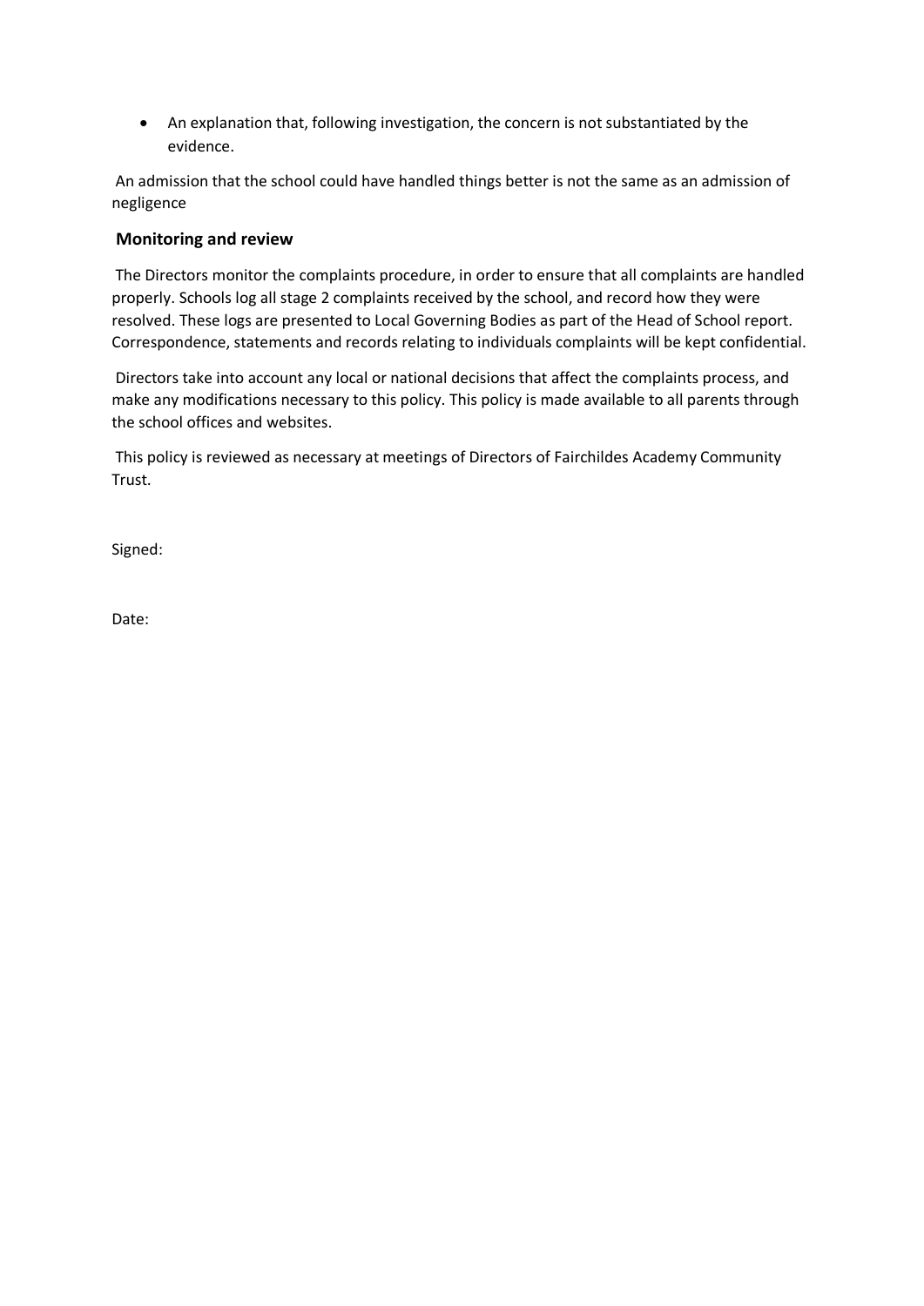- An explanation that, following investigation, the concern is not substantiated by the evidence.

An admission that the school could have handled things better is not the same as an admission of negligence

## Monitoring and review

The Directors monitor the complaints procedure, in order to ensure that all complaints are handled properly. Schools log all stage 2 complaints received by the school, and record how they were resolved. These logs are presented to Local Governing Bodies as part of the Head of School report. Correspondence, statements and records relating to individuals complaints will be kept confidential.

Directors take into account any local or national decisions that affect the complaints process, and make any modifications necessary to this policy. This policy is made available to all parents through the school offices and websites.

This policy is reviewed as necessary at meetings of Directors of Fairchildes Academy Community Trust.

Signed:

Date: